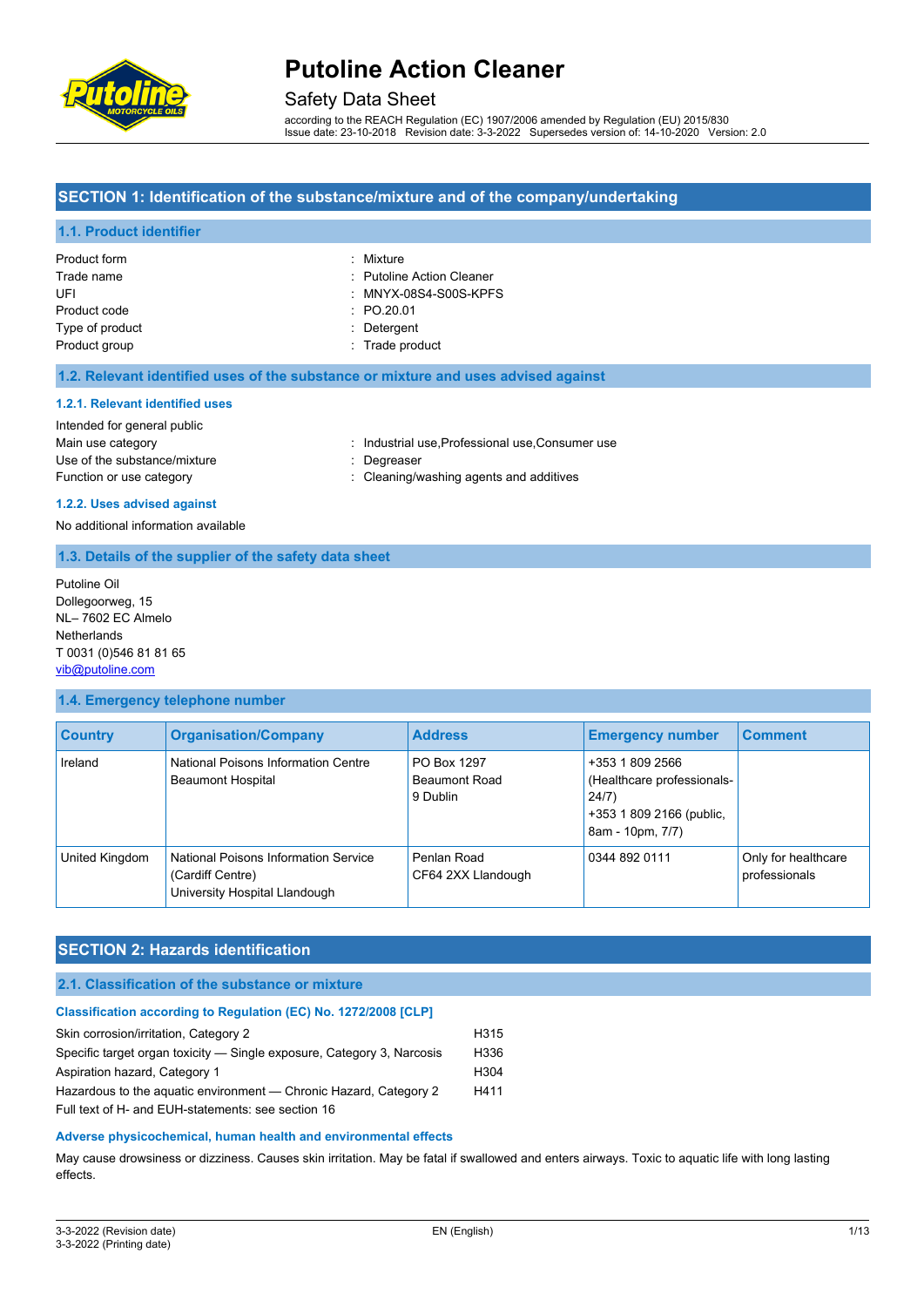# Putoline Action Cleaner

Safety Data Sheet

according to the REACH Regulation (EC) 1907/2006 amended by Regulation (EU) 2015/830
Issue date: 23-10-2018 Revision date: 3-3-2022 Supersedes version of: 14-10-2020 Version: 2.0

## SECTION 1: Identification of the substance/mixture and of the company/undertaking

### 1.1. Product identifier

| | |
|---|---|
| Product form | : Mixture |
| Trade name | : Putoline Action Cleaner |
| UFI | : MNYX-08S4-S00S-KPFS |
| Product code | : PO.20.01 |
| Type of product | : Detergent |
| Product group | : Trade product |

### 1.2. Relevant identified uses of the substance or mixture and uses advised against

#### 1.2.1. Relevant identified uses

Intended for general public

| | |
|---|---|
| Main use category | : Industrial use,Professional use,Consumer use |
| Use of the substance/mixture | : Degreaser |
| Function or use category | : Cleaning/washing agents and additives |

#### 1.2.2. Uses advised against

No additional information available

### 1.3. Details of the supplier of the safety data sheet

Putoline Oil
Dollegoorweg, 15
NL– 7602 EC Almelo
Netherlands
T 0031 (0)546 81 81 65
vib@putoline.com

### 1.4. Emergency telephone number

| Country | Organisation/Company | Address | Emergency number | Comment |
|---|---|---|---|---|
| Ireland | National Poisons Information Centre Beaumont Hospital | PO Box 1297 Beaumont Road 9 Dublin | +353 1 809 2566 (Healthcare professionals-24/7) +353 1 809 2166 (public, 8am - 10pm, 7/7) | |
| United Kingdom | National Poisons Information Service (Cardiff Centre) University Hospital Llandough | Penlan Road CF64 2XX Llandough | 0344 892 0111 | Only for healthcare professionals |

## SECTION 2: Hazards identification

### 2.1. Classification of the substance or mixture

#### Classification according to Regulation (EC) No. 1272/2008 [CLP]

| | |
|---|---|
| Skin corrosion/irritation, Category 2 | H315 |
| Specific target organ toxicity — Single exposure, Category 3, Narcosis | H336 |
| Aspiration hazard, Category 1 | H304 |
| Hazardous to the aquatic environment — Chronic Hazard, Category 2 | H411 |

Full text of H- and EUH-statements: see section 16

#### Adverse physicochemical, human health and environmental effects

May cause drowsiness or dizziness. Causes skin irritation. May be fatal if swallowed and enters airways. Toxic to aquatic life with long lasting effects.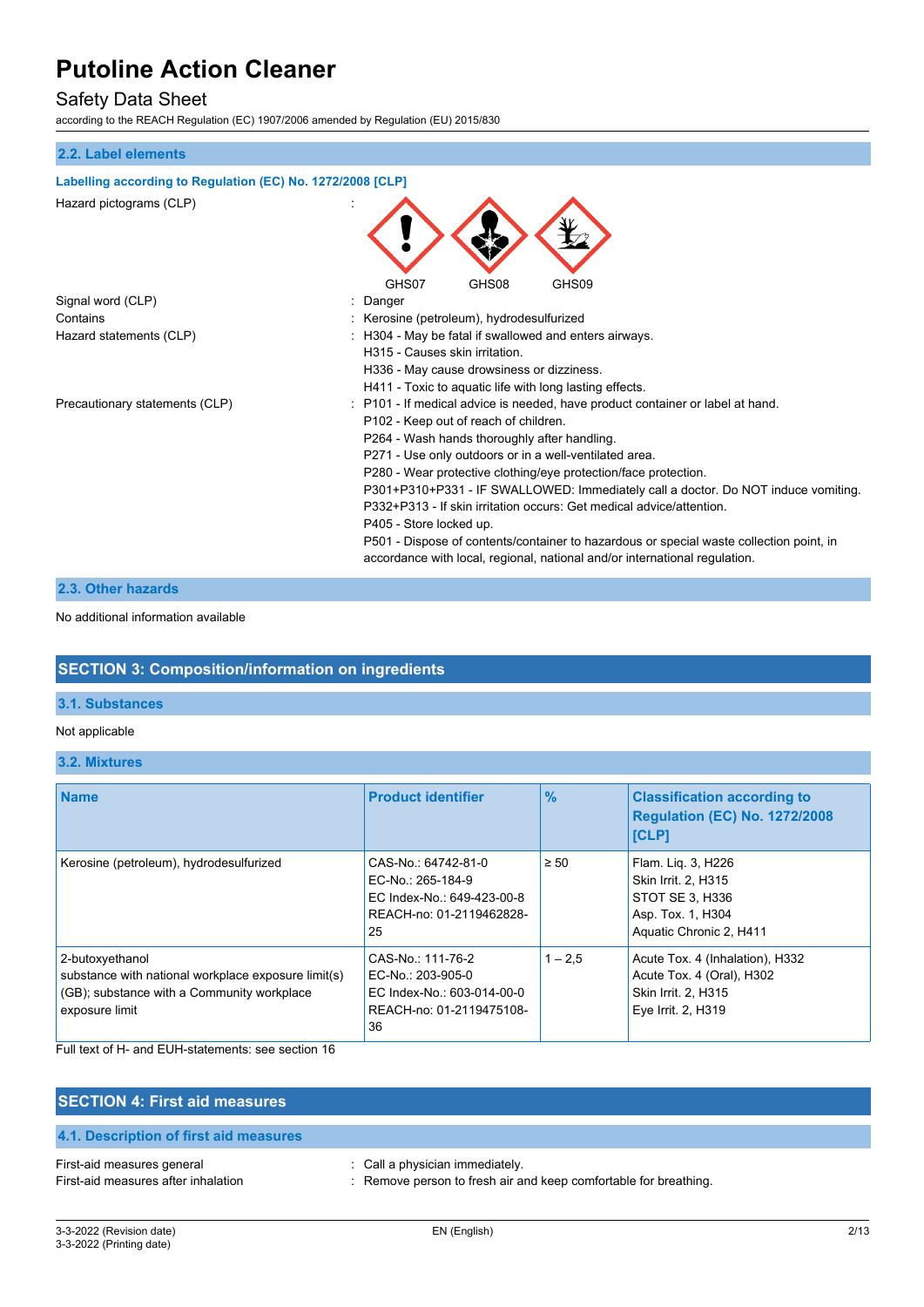### 2.2. Label elements

**Labelling according to Regulation (EC) No. 1272/2008 [CLP]**

Hazard pictograms (CLP) :

GHS07 GHS08 GHS09

Signal word (CLP) : Danger

Contains : Kerosine (petroleum), hydrodesulfurized

Hazard statements (CLP) : H304 - May be fatal if swallowed and enters airways.
H315 - Causes skin irritation.
H336 - May cause drowsiness or dizziness.
H411 - Toxic to aquatic life with long lasting effects.

Precautionary statements (CLP) : P101 - If medical advice is needed, have product container or label at hand.
P102 - Keep out of reach of children.
P264 - Wash hands thoroughly after handling.
P271 - Use only outdoors or in a well-ventilated area.
P280 - Wear protective clothing/eye protection/face protection.
P301+P310+P331 - IF SWALLOWED: Immediately call a doctor. Do NOT induce vomiting.
P332+P313 - If skin irritation occurs: Get medical advice/attention.
P405 - Store locked up.
P501 - Dispose of contents/container to hazardous or special waste collection point, in accordance with local, regional, national and/or international regulation.

### 2.3. Other hazards

No additional information available

## SECTION 3: Composition/information on ingredients

### 3.1. Substances

Not applicable

### 3.2. Mixtures

| Name | Product identifier | % | Classification according to Regulation (EC) No. 1272/2008 [CLP] |
|---|---|---|---|
| Kerosine (petroleum), hydrodesulfurized | CAS-No.: 64742-81-0<br>EC-No.: 265-184-9<br>EC Index-No.: 649-423-00-8<br>REACH-no: 01-2119462828-25 | ≥ 50 | Flam. Liq. 3, H226<br>Skin Irrit. 2, H315<br>STOT SE 3, H336<br>Asp. Tox. 1, H304<br>Aquatic Chronic 2, H411 |
| 2-butoxyethanol<br>substance with national workplace exposure limit(s) (GB); substance with a Community workplace exposure limit | CAS-No.: 111-76-2<br>EC-No.: 203-905-0<br>EC Index-No.: 603-014-00-0<br>REACH-no: 01-2119475108-36 | 1 – 2,5 | Acute Tox. 4 (Inhalation), H332<br>Acute Tox. 4 (Oral), H302<br>Skin Irrit. 2, H315<br>Eye Irrit. 2, H319 |

Full text of H- and EUH-statements: see section 16

## SECTION 4: First aid measures

### 4.1. Description of first aid measures

First-aid measures general : Call a physician immediately.

First-aid measures after inhalation : Remove person to fresh air and keep comfortable for breathing.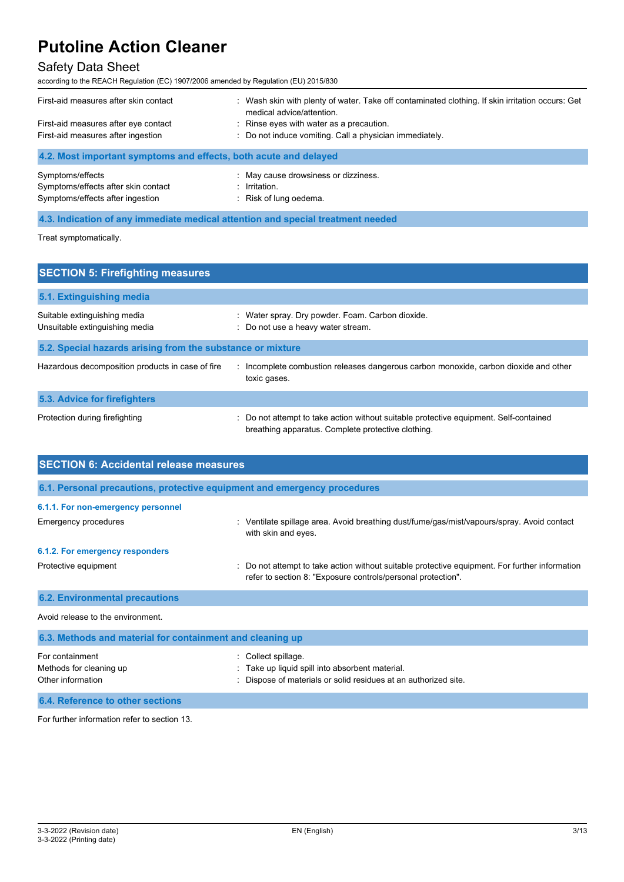| | |
|---|---|
| First-aid measures after skin contact | : Wash skin with plenty of water. Take off contaminated clothing. If skin irritation occurs: Get medical advice/attention. |
| First-aid measures after eye contact | : Rinse eyes with water as a precaution. |
| First-aid measures after ingestion | : Do not induce vomiting. Call a physician immediately. |

### 4.2. Most important symptoms and effects, both acute and delayed

| | |
|---|---|
| Symptoms/effects | : May cause drowsiness or dizziness. |
| Symptoms/effects after skin contact | : Irritation. |
| Symptoms/effects after ingestion | : Risk of lung oedema. |

### 4.3. Indication of any immediate medical attention and special treatment needed

Treat symptomatically.

## SECTION 5: Firefighting measures

### 5.1. Extinguishing media

| | |
|---|---|
| Suitable extinguishing media | : Water spray. Dry powder. Foam. Carbon dioxide. |
| Unsuitable extinguishing media | : Do not use a heavy water stream. |

### 5.2. Special hazards arising from the substance or mixture

| | |
|---|---|
| Hazardous decomposition products in case of fire | : Incomplete combustion releases dangerous carbon monoxide, carbon dioxide and other toxic gases. |

### 5.3. Advice for firefighters

| | |
|---|---|
| Protection during firefighting | : Do not attempt to take action without suitable protective equipment. Self-contained breathing apparatus. Complete protective clothing. |

## SECTION 6: Accidental release measures

### 6.1. Personal precautions, protective equipment and emergency procedures

#### 6.1.1. For non-emergency personnel

| | |
|---|---|
| Emergency procedures | : Ventilate spillage area. Avoid breathing dust/fume/gas/mist/vapours/spray. Avoid contact with skin and eyes. |

#### 6.1.2. For emergency responders

| | |
|---|---|
| Protective equipment | : Do not attempt to take action without suitable protective equipment. For further information refer to section 8: "Exposure controls/personal protection". |

### 6.2. Environmental precautions

Avoid release to the environment.

### 6.3. Methods and material for containment and cleaning up

| | |
|---|---|
| For containment | : Collect spillage. |
| Methods for cleaning up | : Take up liquid spill into absorbent material. |
| Other information | : Dispose of materials or solid residues at an authorized site. |

### 6.4. Reference to other sections

For further information refer to section 13.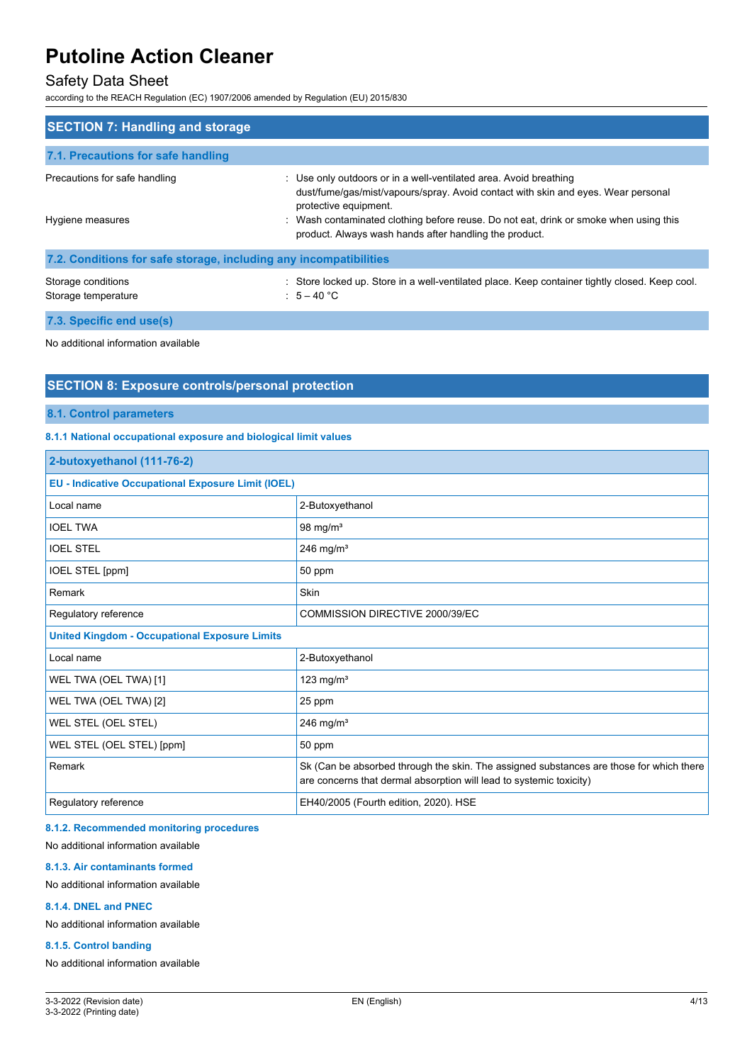## SECTION 7: Handling and storage

### 7.1. Precautions for safe handling

Precautions for safe handling : Use only outdoors or in a well-ventilated area. Avoid breathing dust/fume/gas/mist/vapours/spray. Avoid contact with skin and eyes. Wear personal protective equipment.

Hygiene measures : Wash contaminated clothing before reuse. Do not eat, drink or smoke when using this product. Always wash hands after handling the product.

### 7.2. Conditions for safe storage, including any incompatibilities

Storage conditions : Store locked up. Store in a well-ventilated place. Keep container tightly closed. Keep cool.

Storage temperature : 5 – 40 °C

### 7.3. Specific end use(s)

No additional information available

## SECTION 8: Exposure controls/personal protection

### 8.1. Control parameters

#### 8.1.1 National occupational exposure and biological limit values

| 2-butoxyethanol (111-76-2) | |
|---|---|
| **EU - Indicative Occupational Exposure Limit (IOEL)** | |
| Local name | 2-Butoxyethanol |
| IOEL TWA | 98 mg/m³ |
| IOEL STEL | 246 mg/m³ |
| IOEL STEL [ppm] | 50 ppm |
| Remark | Skin |
| Regulatory reference | COMMISSION DIRECTIVE 2000/39/EC |
| **United Kingdom - Occupational Exposure Limits** | |
| Local name | 2-Butoxyethanol |
| WEL TWA (OEL TWA) [1] | 123 mg/m³ |
| WEL TWA (OEL TWA) [2] | 25 ppm |
| WEL STEL (OEL STEL) | 246 mg/m³ |
| WEL STEL (OEL STEL) [ppm] | 50 ppm |
| Remark | Sk (Can be absorbed through the skin. The assigned substances are those for which there are concerns that dermal absorption will lead to systemic toxicity) |
| Regulatory reference | EH40/2005 (Fourth edition, 2020). HSE |

#### 8.1.2. Recommended monitoring procedures

No additional information available

#### 8.1.3. Air contaminants formed

No additional information available

#### 8.1.4. DNEL and PNEC

No additional information available

#### 8.1.5. Control banding

No additional information available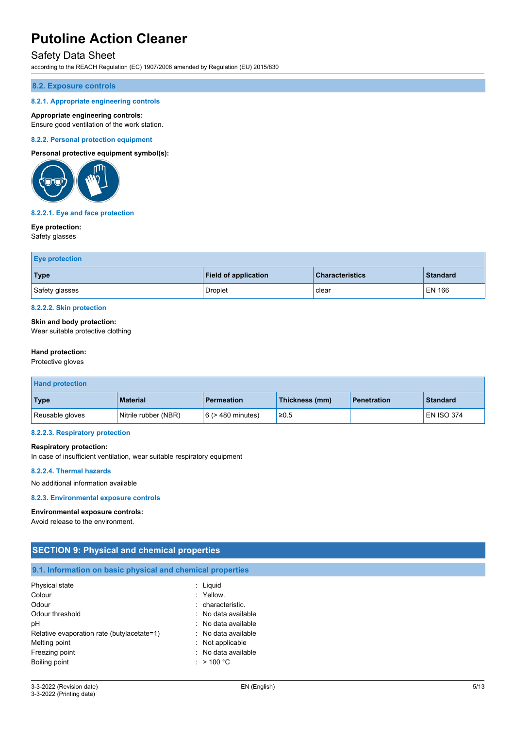### 8.2. Exposure controls

#### 8.2.1. Appropriate engineering controls

**Appropriate engineering controls:**
Ensure good ventilation of the work station.

#### 8.2.2. Personal protection equipment

**Personal protective equipment symbol(s):**

#### 8.2.2.1. Eye and face protection

**Eye protection:**
Safety glasses

| Eye protection | | | |
|---|---|---|---|
| **Type** | **Field of application** | **Characteristics** | **Standard** |
| Safety glasses | Droplet | clear | EN 166 |

#### 8.2.2.2. Skin protection

**Skin and body protection:**
Wear suitable protective clothing

**Hand protection:**
Protective gloves

| Hand protection | | | | | |
|---|---|---|---|---|---|
| **Type** | **Material** | **Permeation** | **Thickness (mm)** | **Penetration** | **Standard** |
| Reusable gloves | Nitrile rubber (NBR) | 6 (> 480 minutes) | ≥0.5 | | EN ISO 374 |

#### 8.2.2.3. Respiratory protection

**Respiratory protection:**
In case of insufficient ventilation, wear suitable respiratory equipment

#### 8.2.2.4. Thermal hazards

No additional information available

#### 8.2.3. Environmental exposure controls

**Environmental exposure controls:**
Avoid release to the environment.

## SECTION 9: Physical and chemical properties

### 9.1. Information on basic physical and chemical properties

| | | |
|---|---|---|
| Physical state | : | Liquid |
| Colour | : | Yellow. |
| Odour | : | characteristic. |
| Odour threshold | : | No data available |
| pH | : | No data available |
| Relative evaporation rate (butylacetate=1) | : | No data available |
| Melting point | : | Not applicable |
| Freezing point | : | No data available |
| Boiling point | : | > 100 °C |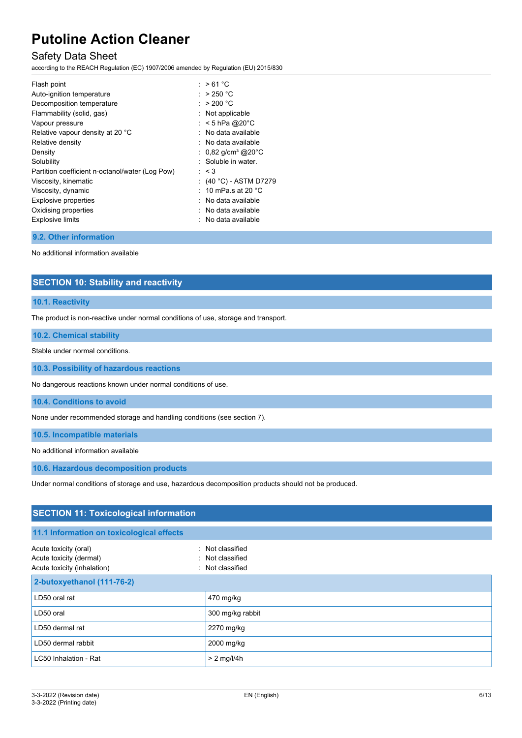| | |
|---|---|
| Flash point | : > 61 °C |
| Auto-ignition temperature | : > 250 °C |
| Decomposition temperature | : > 200 °C |
| Flammability (solid, gas) | : Not applicable |
| Vapour pressure | : < 5 hPa @20°C |
| Relative vapour density at 20 °C | : No data available |
| Relative density | : No data available |
| Density | : 0,82 g/cm³ @20°C |
| Solubility | : Soluble in water. |
| Partition coefficient n-octanol/water (Log Pow) | : < 3 |
| Viscosity, kinematic | : (40 °C) - ASTM D7279 |
| Viscosity, dynamic | : 10 mPa.s at 20 °C |
| Explosive properties | : No data available |
| Oxidising properties | : No data available |
| Explosive limits | : No data available |

### 9.2. Other information

No additional information available

## SECTION 10: Stability and reactivity

### 10.1. Reactivity

The product is non-reactive under normal conditions of use, storage and transport.

### 10.2. Chemical stability

Stable under normal conditions.

### 10.3. Possibility of hazardous reactions

No dangerous reactions known under normal conditions of use.

### 10.4. Conditions to avoid

None under recommended storage and handling conditions (see section 7).

### 10.5. Incompatible materials

No additional information available

### 10.6. Hazardous decomposition products

Under normal conditions of storage and use, hazardous decomposition products should not be produced.

## SECTION 11: Toxicological information

### 11.1 Information on toxicological effects

| | |
|---|---|
| Acute toxicity (oral) | : Not classified |
| Acute toxicity (dermal) | : Not classified |
| Acute toxicity (inhalation) | : Not classified |

| 2-butoxyethanol (111-76-2) | |
|---|---|
| LD50 oral rat | 470 mg/kg |
| LD50 oral | 300 mg/kg rabbit |
| LD50 dermal rat | 2270 mg/kg |
| LD50 dermal rabbit | 2000 mg/kg |
| LC50 Inhalation - Rat | > 2 mg/l/4h |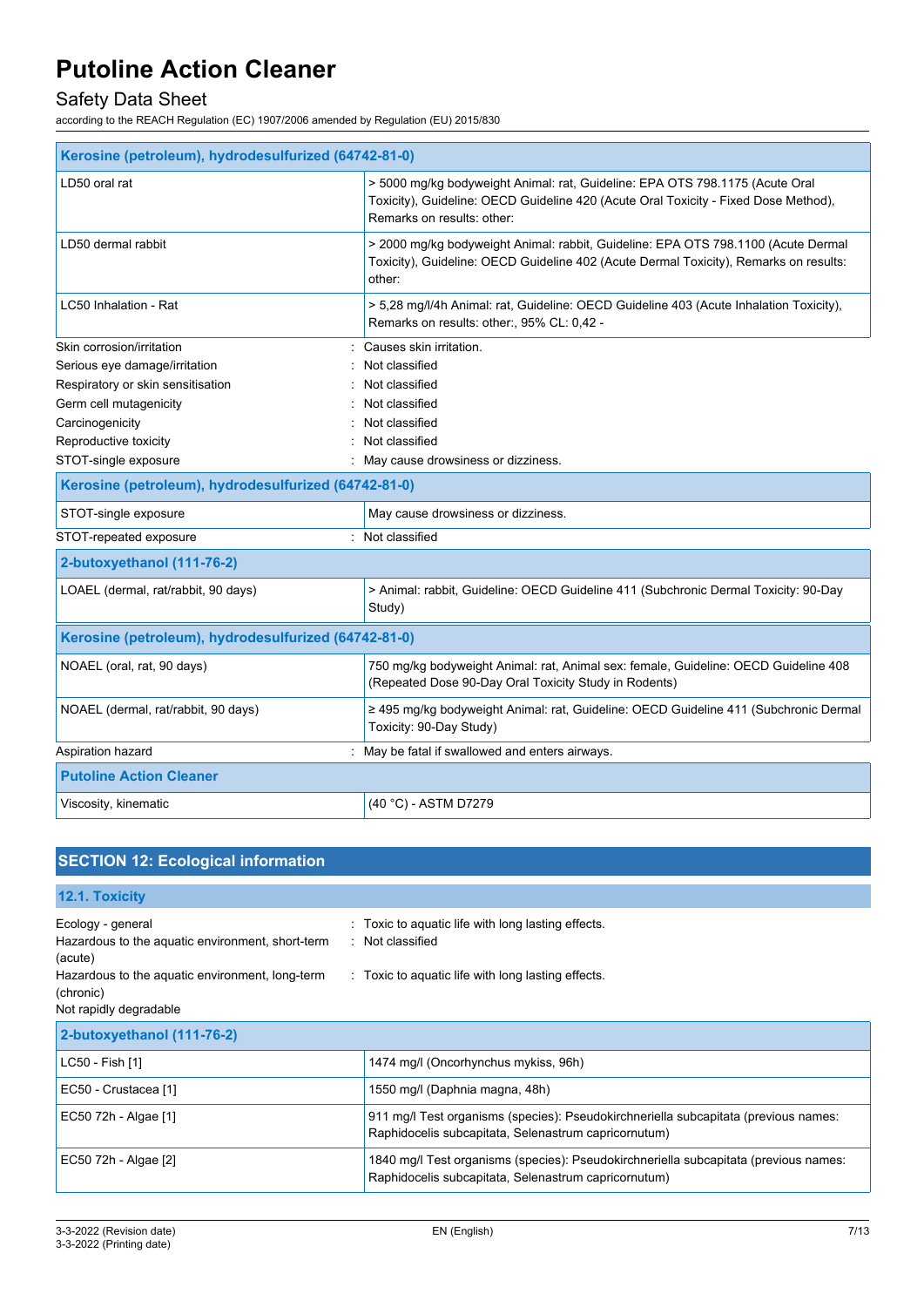| Kerosine (petroleum), hydrodesulfurized (64742-81-0) | |
|---|---|
| LD50 oral rat | > 5000 mg/kg bodyweight Animal: rat, Guideline: EPA OTS 798.1175 (Acute Oral Toxicity), Guideline: OECD Guideline 420 (Acute Oral Toxicity - Fixed Dose Method), Remarks on results: other: |
| LD50 dermal rabbit | > 2000 mg/kg bodyweight Animal: rabbit, Guideline: EPA OTS 798.1100 (Acute Dermal Toxicity), Guideline: OECD Guideline 402 (Acute Dermal Toxicity), Remarks on results: other: |
| LC50 Inhalation - Rat | > 5,28 mg/l/4h Animal: rat, Guideline: OECD Guideline 403 (Acute Inhalation Toxicity), Remarks on results: other:, 95% CL: 0,42 - |

Skin corrosion/irritation : Causes skin irritation.
Serious eye damage/irritation : Not classified
Respiratory or skin sensitisation : Not classified
Germ cell mutagenicity : Not classified
Carcinogenicity : Not classified
Reproductive toxicity : Not classified
STOT-single exposure : May cause drowsiness or dizziness.

| Kerosine (petroleum), hydrodesulfurized (64742-81-0) | |
|---|---|
| STOT-single exposure | May cause drowsiness or dizziness. |

STOT-repeated exposure : Not classified

| 2-butoxyethanol (111-76-2) | |
|---|---|
| LOAEL (dermal, rat/rabbit, 90 days) | > Animal: rabbit, Guideline: OECD Guideline 411 (Subchronic Dermal Toxicity: 90-Day Study) |

| Kerosine (petroleum), hydrodesulfurized (64742-81-0) | |
|---|---|
| NOAEL (oral, rat, 90 days) | 750 mg/kg bodyweight Animal: rat, Animal sex: female, Guideline: OECD Guideline 408 (Repeated Dose 90-Day Oral Toxicity Study in Rodents) |
| NOAEL (dermal, rat/rabbit, 90 days) | ≥ 495 mg/kg bodyweight Animal: rat, Guideline: OECD Guideline 411 (Subchronic Dermal Toxicity: 90-Day Study) |

Aspiration hazard : May be fatal if swallowed and enters airways.

| Putoline Action Cleaner | |
|---|---|
| Viscosity, kinematic | (40 °C) - ASTM D7279 |

## SECTION 12: Ecological information

### 12.1. Toxicity

Ecology - general : Toxic to aquatic life with long lasting effects.
Hazardous to the aquatic environment, short-term (acute) : Not classified
Hazardous to the aquatic environment, long-term (chronic) : Toxic to aquatic life with long lasting effects.
Not rapidly degradable

| 2-butoxyethanol (111-76-2) | |
|---|---|
| LC50 - Fish [1] | 1474 mg/l (Oncorhynchus mykiss, 96h) |
| EC50 - Crustacea [1] | 1550 mg/l (Daphnia magna, 48h) |
| EC50 72h - Algae [1] | 911 mg/l Test organisms (species): Pseudokirchneriella subcapitata (previous names: Raphidocelis subcapitata, Selenastrum capricornutum) |
| EC50 72h - Algae [2] | 1840 mg/l Test organisms (species): Pseudokirchneriella subcapitata (previous names: Raphidocelis subcapitata, Selenastrum capricornutum) |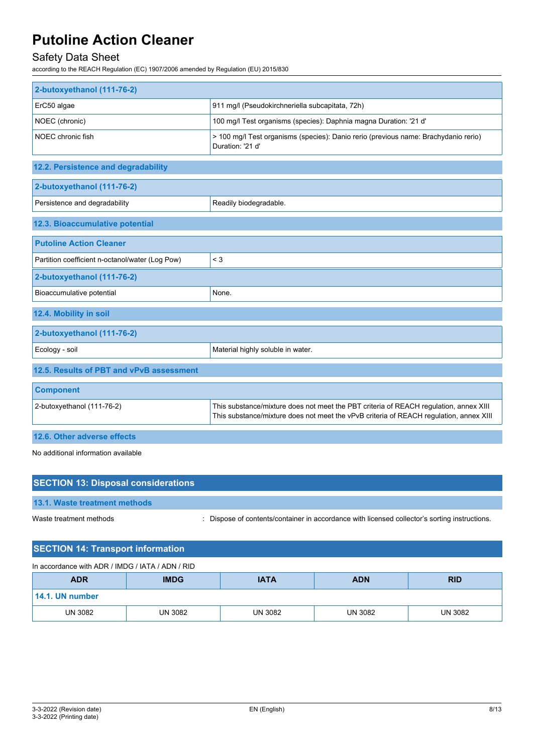| 2-butoxyethanol (111-76-2) | |
|---|---|
| ErC50 algae | 911 mg/l (Pseudokirchneriella subcapitata, 72h) |
| NOEC (chronic) | 100 mg/l Test organisms (species): Daphnia magna Duration: '21 d' |
| NOEC chronic fish | > 100 mg/l Test organisms (species): Danio rerio (previous name: Brachydanio rerio) Duration: '21 d' |

### 12.2. Persistence and degradability

| 2-butoxyethanol (111-76-2) | |
|---|---|
| Persistence and degradability | Readily biodegradable. |

### 12.3. Bioaccumulative potential

| Putoline Action Cleaner | |
|---|---|
| Partition coefficient n-octanol/water (Log Pow) | < 3 |
| **2-butoxyethanol (111-76-2)** | |
| Bioaccumulative potential | None. |

### 12.4. Mobility in soil

| 2-butoxyethanol (111-76-2) | |
|---|---|
| Ecology - soil | Material highly soluble in water. |

### 12.5. Results of PBT and vPvB assessment

| Component | |
|---|---|
| 2-butoxyethanol (111-76-2) | This substance/mixture does not meet the PBT criteria of REACH regulation, annex XIII<br>This substance/mixture does not meet the vPvB criteria of REACH regulation, annex XIII |

### 12.6. Other adverse effects

No additional information available

## SECTION 13: Disposal considerations

### 13.1. Waste treatment methods

Waste treatment methods : Dispose of contents/container in accordance with licensed collector's sorting instructions.

## SECTION 14: Transport information

In accordance with ADR / IMDG / IATA / ADN / RID

| ADR | IMDG | IATA | ADN | RID |
|---|---|---|---|---|
| **14.1. UN number** | | | | |
| UN 3082 | UN 3082 | UN 3082 | UN 3082 | UN 3082 |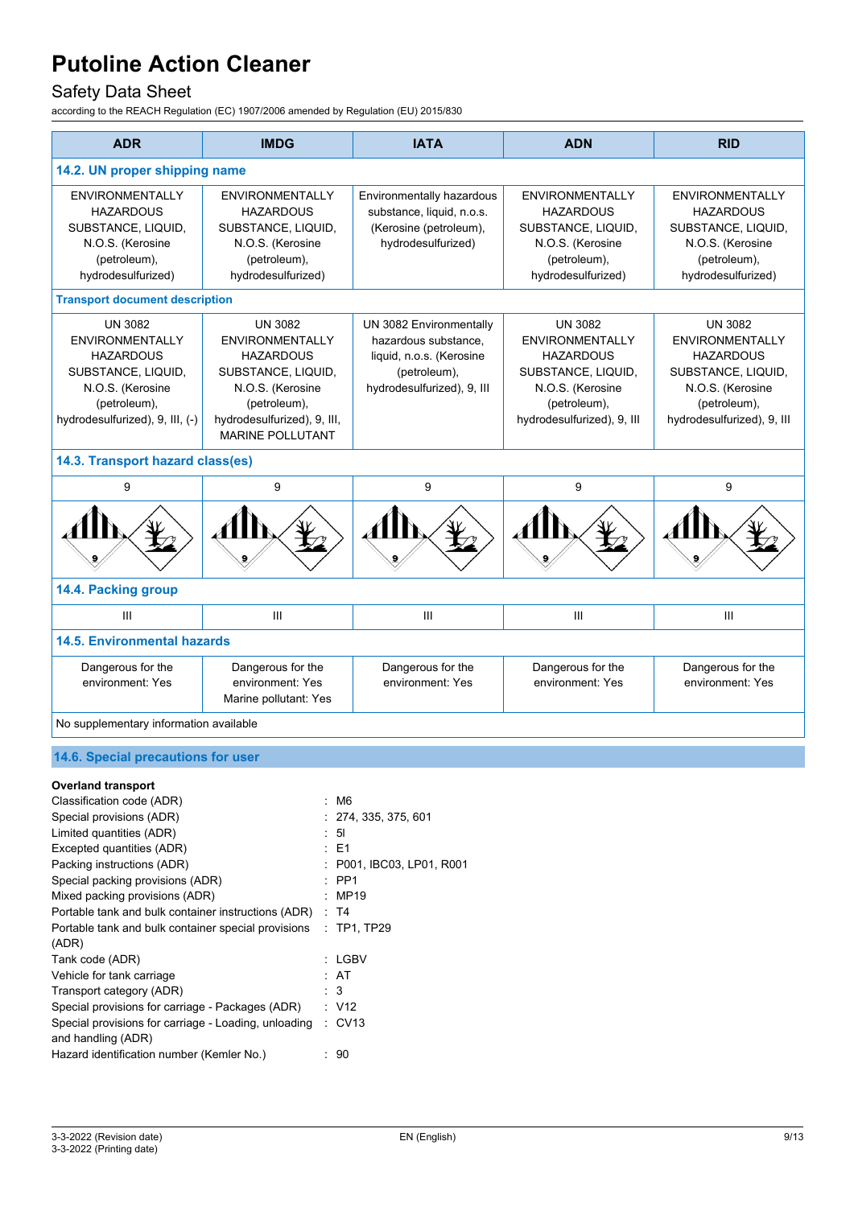| ADR | IMDG | IATA | ADN | RID |
|---|---|---|---|---|
| **14.2. UN proper shipping name** | | | | |
| ENVIRONMENTALLY HAZARDOUS SUBSTANCE, LIQUID, N.O.S. (Kerosine (petroleum), hydrodesulfurized) | ENVIRONMENTALLY HAZARDOUS SUBSTANCE, LIQUID, N.O.S. (Kerosine (petroleum), hydrodesulfurized) | Environmentally hazardous substance, liquid, n.o.s. (Kerosine (petroleum), hydrodesulfurized) | ENVIRONMENTALLY HAZARDOUS SUBSTANCE, LIQUID, N.O.S. (Kerosine (petroleum), hydrodesulfurized) | ENVIRONMENTALLY HAZARDOUS SUBSTANCE, LIQUID, N.O.S. (Kerosine (petroleum), hydrodesulfurized) |
| **Transport document description** | | | | |
| UN 3082 ENVIRONMENTALLY HAZARDOUS SUBSTANCE, LIQUID, N.O.S. (Kerosine (petroleum), hydrodesulfurized), 9, III, (-) | UN 3082 ENVIRONMENTALLY HAZARDOUS SUBSTANCE, LIQUID, N.O.S. (Kerosine (petroleum), hydrodesulfurized), 9, III, MARINE POLLUTANT | UN 3082 Environmentally hazardous substance, liquid, n.o.s. (Kerosine (petroleum), hydrodesulfurized), 9, III | UN 3082 ENVIRONMENTALLY HAZARDOUS SUBSTANCE, LIQUID, N.O.S. (Kerosine (petroleum), hydrodesulfurized), 9, III | UN 3082 ENVIRONMENTALLY HAZARDOUS SUBSTANCE, LIQUID, N.O.S. (Kerosine (petroleum), hydrodesulfurized), 9, III |
| **14.3. Transport hazard class(es)** | | | | |
| 9 | 9 | 9 | 9 | 9 |
| **14.4. Packing group** | | | | |
| III | III | III | III | III |
| **14.5. Environmental hazards** | | | | |
| Dangerous for the environment: Yes | Dangerous for the environment: Yes<br>Marine pollutant: Yes | Dangerous for the environment: Yes | Dangerous for the environment: Yes | Dangerous for the environment: Yes |
| No supplementary information available | | | | |

## 14.6. Special precautions for user

**Overland transport**

Classification code (ADR) : M6
Special provisions (ADR) : 274, 335, 375, 601
Limited quantities (ADR) : 5l
Excepted quantities (ADR) : E1
Packing instructions (ADR) : P001, IBC03, LP01, R001
Special packing provisions (ADR) : PP1
Mixed packing provisions (ADR) : MP19
Portable tank and bulk container instructions (ADR) : T4
Portable tank and bulk container special provisions (ADR) : TP1, TP29
Tank code (ADR) : LGBV
Vehicle for tank carriage : AT
Transport category (ADR) : 3
Special provisions for carriage - Packages (ADR) : V12
Special provisions for carriage - Loading, unloading and handling (ADR) : CV13
Hazard identification number (Kemler No.) : 90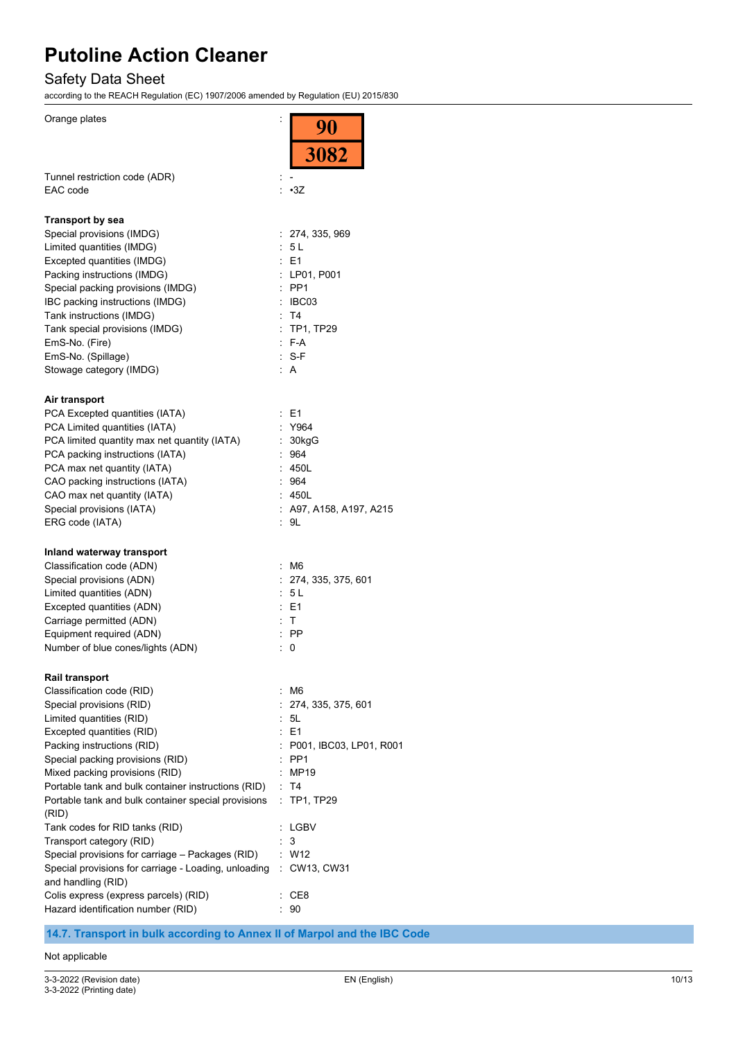# Putoline Action Cleaner

## Safety Data Sheet

according to the REACH Regulation (EC) 1907/2006 amended by Regulation (EU) 2015/830

| | |
|---|---|
| Orange plates | : 90 / 3082 |
| Tunnel restriction code (ADR) | : - |
| EAC code | : •3Z |

**Transport by sea**

| | |
|---|---|
| Special provisions (IMDG) | : 274, 335, 969 |
| Limited quantities (IMDG) | : 5 L |
| Excepted quantities (IMDG) | : E1 |
| Packing instructions (IMDG) | : LP01, P001 |
| Special packing provisions (IMDG) | : PP1 |
| IBC packing instructions (IMDG) | : IBC03 |
| Tank instructions (IMDG) | : T4 |
| Tank special provisions (IMDG) | : TP1, TP29 |
| EmS-No. (Fire) | : F-A |
| EmS-No. (Spillage) | : S-F |
| Stowage category (IMDG) | : A |

**Air transport**

| | |
|---|---|
| PCA Excepted quantities (IATA) | : E1 |
| PCA Limited quantities (IATA) | : Y964 |
| PCA limited quantity max net quantity (IATA) | : 30kgG |
| PCA packing instructions (IATA) | : 964 |
| PCA max net quantity (IATA) | : 450L |
| CAO packing instructions (IATA) | : 964 |
| CAO max net quantity (IATA) | : 450L |
| Special provisions (IATA) | : A97, A158, A197, A215 |
| ERG code (IATA) | : 9L |

**Inland waterway transport**

| | |
|---|---|
| Classification code (ADN) | : M6 |
| Special provisions (ADN) | : 274, 335, 375, 601 |
| Limited quantities (ADN) | : 5 L |
| Excepted quantities (ADN) | : E1 |
| Carriage permitted (ADN) | : T |
| Equipment required (ADN) | : PP |
| Number of blue cones/lights (ADN) | : 0 |

**Rail transport**

| | |
|---|---|
| Classification code (RID) | : M6 |
| Special provisions (RID) | : 274, 335, 375, 601 |
| Limited quantities (RID) | : 5L |
| Excepted quantities (RID) | : E1 |
| Packing instructions (RID) | : P001, IBC03, LP01, R001 |
| Special packing provisions (RID) | : PP1 |
| Mixed packing provisions (RID) | : MP19 |
| Portable tank and bulk container instructions (RID) | : T4 |
| Portable tank and bulk container special provisions (RID) | : TP1, TP29 |
| Tank codes for RID tanks (RID) | : LGBV |
| Transport category (RID) | : 3 |
| Special provisions for carriage – Packages (RID) | : W12 |
| Special provisions for carriage - Loading, unloading and handling (RID) | : CW13, CW31 |
| Colis express (express parcels) (RID) | : CE8 |
| Hazard identification number (RID) | : 90 |

### 14.7. Transport in bulk according to Annex II of Marpol and the IBC Code

Not applicable

3-3-2022 (Revision date)
3-3-2022 (Printing date)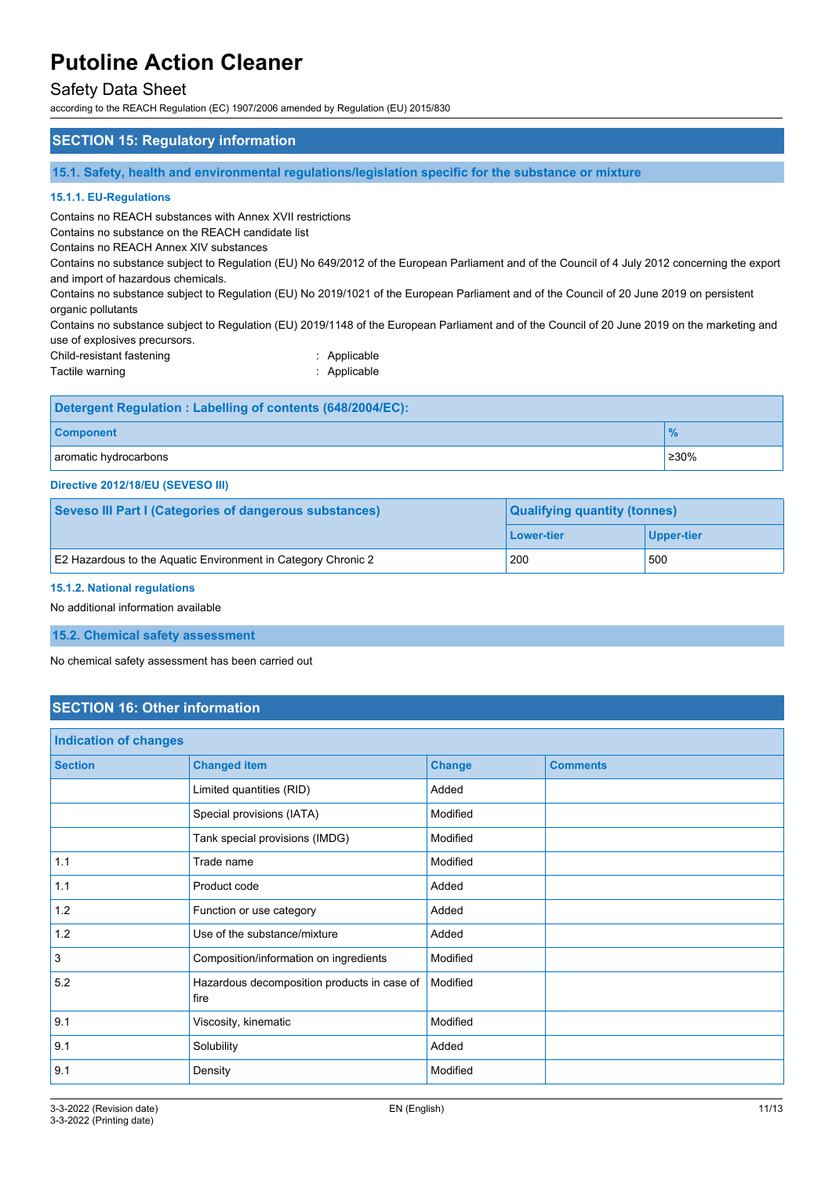## SECTION 15: Regulatory information

### 15.1. Safety, health and environmental regulations/legislation specific for the substance or mixture

#### 15.1.1. EU-Regulations

Contains no REACH substances with Annex XVII restrictions

Contains no substance on the REACH candidate list

Contains no REACH Annex XIV substances

Contains no substance subject to Regulation (EU) No 649/2012 of the European Parliament and of the Council of 4 July 2012 concerning the export and import of hazardous chemicals.

Contains no substance subject to Regulation (EU) No 2019/1021 of the European Parliament and of the Council of 20 June 2019 on persistent organic pollutants

Contains no substance subject to Regulation (EU) 2019/1148 of the European Parliament and of the Council of 20 June 2019 on the marketing and use of explosives precursors.

Child-resistant fastening : Applicable

Tactile warning : Applicable

| Detergent Regulation : Labelling of contents (648/2004/EC): | |
|---|---|
| **Component** | **%** |
| aromatic hydrocarbons | ≥30% |

#### Directive 2012/18/EU (SEVESO III)

| Seveso III Part I (Categories of dangerous substances) | Qualifying quantity (tonnes) | |
|---|---|---|
| | **Lower-tier** | **Upper-tier** |
| E2 Hazardous to the Aquatic Environment in Category Chronic 2 | 200 | 500 |

#### 15.1.2. National regulations

No additional information available

### 15.2. Chemical safety assessment

No chemical safety assessment has been carried out

## SECTION 16: Other information

| Indication of changes | | | |
|---|---|---|---|
| **Section** | **Changed item** | **Change** | **Comments** |
| | Limited quantities (RID) | Added | |
| | Special provisions (IATA) | Modified | |
| | Tank special provisions (IMDG) | Modified | |
| 1.1 | Trade name | Modified | |
| 1.1 | Product code | Added | |
| 1.2 | Function or use category | Added | |
| 1.2 | Use of the substance/mixture | Added | |
| 3 | Composition/information on ingredients | Modified | |
| 5.2 | Hazardous decomposition products in case of fire | Modified | |
| 9.1 | Viscosity, kinematic | Modified | |
| 9.1 | Solubility | Added | |
| 9.1 | Density | Modified | |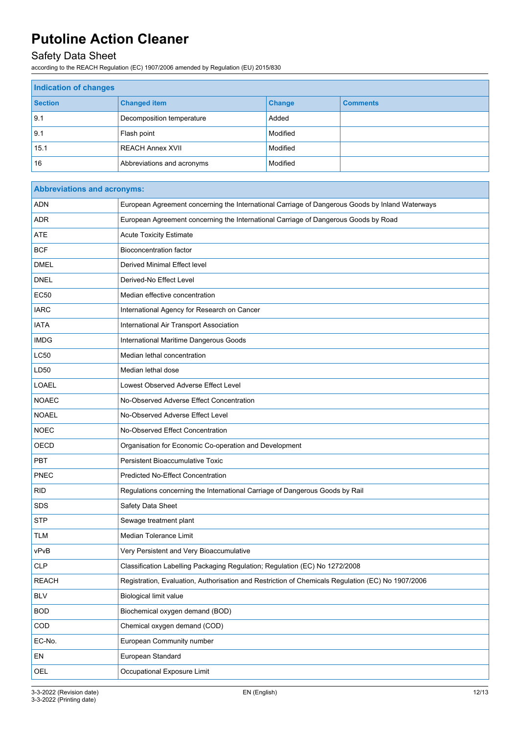| Indication of changes | | | |
|---|---|---|---|
| **Section** | **Changed item** | **Change** | **Comments** |
| 9.1 | Decomposition temperature | Added | |
| 9.1 | Flash point | Modified | |
| 15.1 | REACH Annex XVII | Modified | |
| 16 | Abbreviations and acronyms | Modified | |

| Abbreviations and acronyms: | |
|---|---|
| ADN | European Agreement concerning the International Carriage of Dangerous Goods by Inland Waterways |
| ADR | European Agreement concerning the International Carriage of Dangerous Goods by Road |
| ATE | Acute Toxicity Estimate |
| BCF | Bioconcentration factor |
| DMEL | Derived Minimal Effect level |
| DNEL | Derived-No Effect Level |
| EC50 | Median effective concentration |
| IARC | International Agency for Research on Cancer |
| IATA | International Air Transport Association |
| IMDG | International Maritime Dangerous Goods |
| LC50 | Median lethal concentration |
| LD50 | Median lethal dose |
| LOAEL | Lowest Observed Adverse Effect Level |
| NOAEC | No-Observed Adverse Effect Concentration |
| NOAEL | No-Observed Adverse Effect Level |
| NOEC | No-Observed Effect Concentration |
| OECD | Organisation for Economic Co-operation and Development |
| PBT | Persistent Bioaccumulative Toxic |
| PNEC | Predicted No-Effect Concentration |
| RID | Regulations concerning the International Carriage of Dangerous Goods by Rail |
| SDS | Safety Data Sheet |
| STP | Sewage treatment plant |
| TLM | Median Tolerance Limit |
| vPvB | Very Persistent and Very Bioaccumulative |
| CLP | Classification Labelling Packaging Regulation; Regulation (EC) No 1272/2008 |
| REACH | Registration, Evaluation, Authorisation and Restriction of Chemicals Regulation (EC) No 1907/2006 |
| BLV | Biological limit value |
| BOD | Biochemical oxygen demand (BOD) |
| COD | Chemical oxygen demand (COD) |
| EC-No. | European Community number |
| EN | European Standard |
| OEL | Occupational Exposure Limit |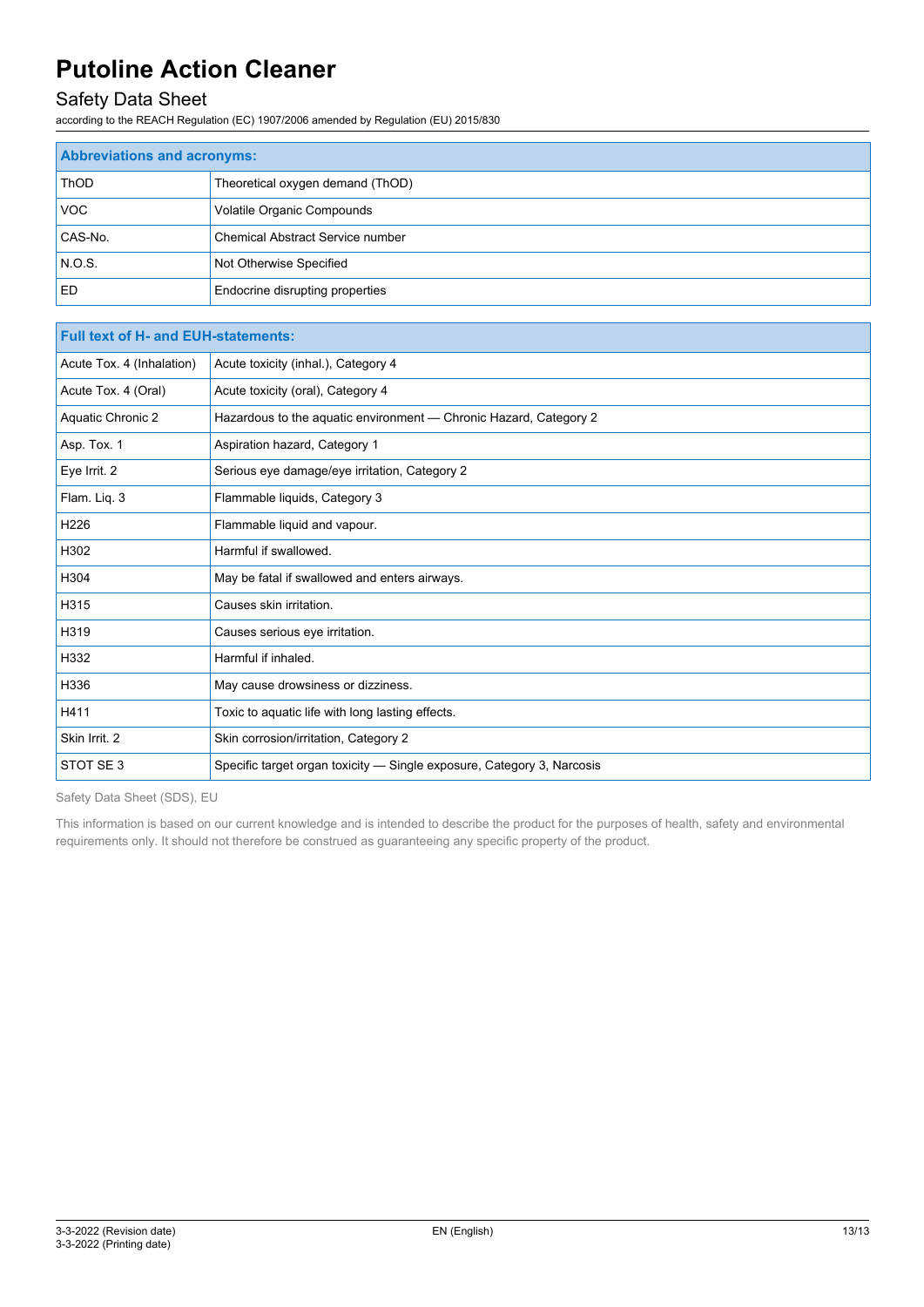# Putoline Action Cleaner

## Safety Data Sheet

according to the REACH Regulation (EC) 1907/2006 amended by Regulation (EU) 2015/830

| Abbreviations and acronyms: | |
|---|---|
| ThOD | Theoretical oxygen demand (ThOD) |
| VOC | Volatile Organic Compounds |
| CAS-No. | Chemical Abstract Service number |
| N.O.S. | Not Otherwise Specified |
| ED | Endocrine disrupting properties |

| Full text of H- and EUH-statements: | |
|---|---|
| Acute Tox. 4 (Inhalation) | Acute toxicity (inhal.), Category 4 |
| Acute Tox. 4 (Oral) | Acute toxicity (oral), Category 4 |
| Aquatic Chronic 2 | Hazardous to the aquatic environment — Chronic Hazard, Category 2 |
| Asp. Tox. 1 | Aspiration hazard, Category 1 |
| Eye Irrit. 2 | Serious eye damage/eye irritation, Category 2 |
| Flam. Liq. 3 | Flammable liquids, Category 3 |
| H226 | Flammable liquid and vapour. |
| H302 | Harmful if swallowed. |
| H304 | May be fatal if swallowed and enters airways. |
| H315 | Causes skin irritation. |
| H319 | Causes serious eye irritation. |
| H332 | Harmful if inhaled. |
| H336 | May cause drowsiness or dizziness. |
| H411 | Toxic to aquatic life with long lasting effects. |
| Skin Irrit. 2 | Skin corrosion/irritation, Category 2 |
| STOT SE 3 | Specific target organ toxicity — Single exposure, Category 3, Narcosis |

Safety Data Sheet (SDS), EU

This information is based on our current knowledge and is intended to describe the product for the purposes of health, safety and environmental requirements only. It should not therefore be construed as guaranteeing any specific property of the product.